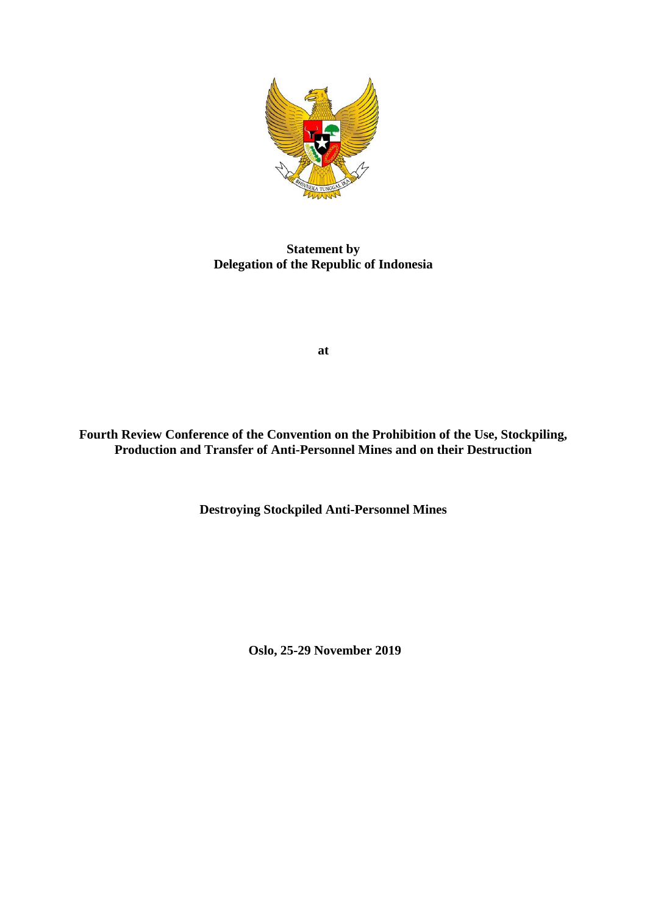**Statement by**
**Delegation of the Republic of Indonesia**

**at**

**Fourth Review Conference of the Convention on the Prohibition of the Use, Stockpiling, Production and Transfer of Anti-Personnel Mines and on their Destruction**

**Destroying Stockpiled Anti-Personnel Mines**

**Oslo, 25-29 November 2019**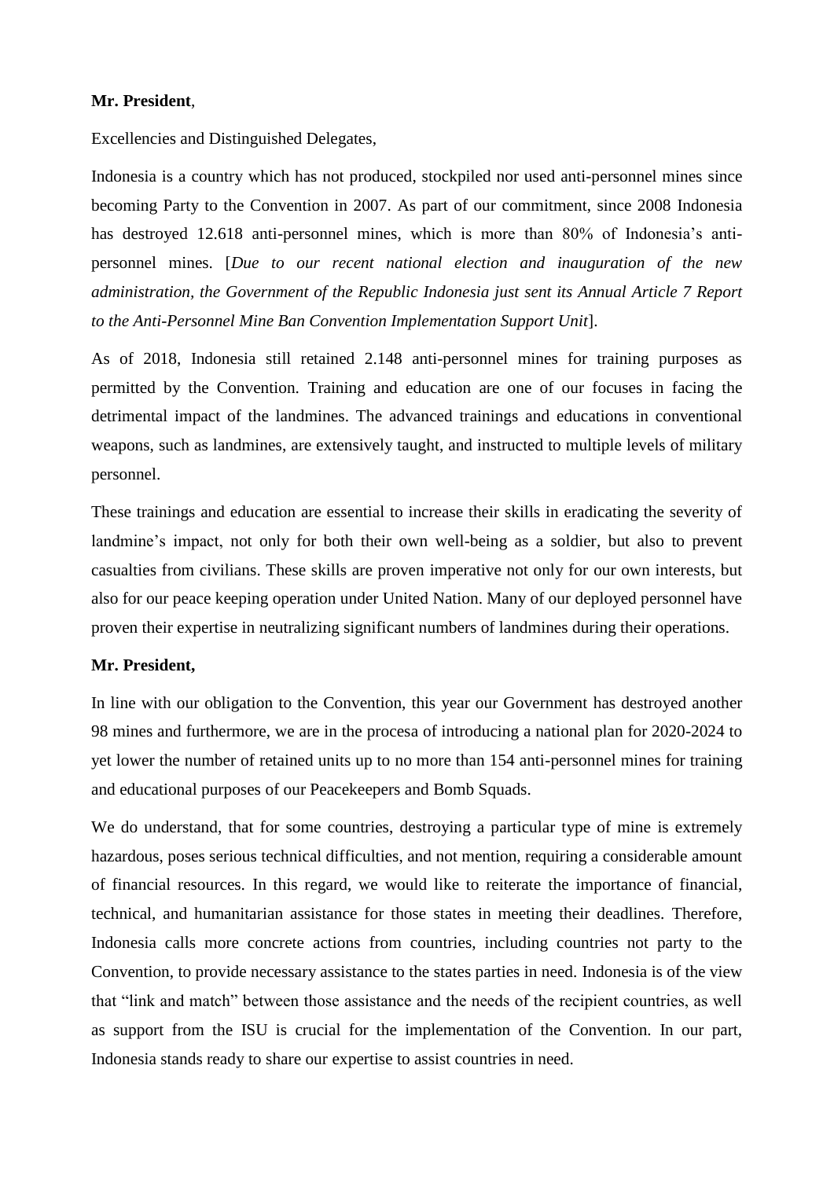**Mr. President**,

Excellencies and Distinguished Delegates,

Indonesia is a country which has not produced, stockpiled nor used anti-personnel mines since becoming Party to the Convention in 2007. As part of our commitment, since 2008 Indonesia has destroyed 12.618 anti-personnel mines, which is more than 80% of Indonesia's anti-personnel mines. [*Due to our recent national election and inauguration of the new administration, the Government of the Republic Indonesia just sent its Annual Article 7 Report to the Anti-Personnel Mine Ban Convention Implementation Support Unit*].

As of 2018, Indonesia still retained 2.148 anti-personnel mines for training purposes as permitted by the Convention. Training and education are one of our focuses in facing the detrimental impact of the landmines. The advanced trainings and educations in conventional weapons, such as landmines, are extensively taught, and instructed to multiple levels of military personnel.

These trainings and education are essential to increase their skills in eradicating the severity of landmine's impact, not only for both their own well-being as a soldier, but also to prevent casualties from civilians. These skills are proven imperative not only for our own interests, but also for our peace keeping operation under United Nation. Many of our deployed personnel have proven their expertise in neutralizing significant numbers of landmines during their operations.

**Mr. President,**

In line with our obligation to the Convention, this year our Government has destroyed another 98 mines and furthermore, we are in the procesa of introducing a national plan for 2020-2024 to yet lower the number of retained units up to no more than 154 anti-personnel mines for training and educational purposes of our Peacekeepers and Bomb Squads.

We do understand, that for some countries, destroying a particular type of mine is extremely hazardous, poses serious technical difficulties, and not mention, requiring a considerable amount of financial resources. In this regard, we would like to reiterate the importance of financial, technical, and humanitarian assistance for those states in meeting their deadlines. Therefore, Indonesia calls more concrete actions from countries, including countries not party to the Convention, to provide necessary assistance to the states parties in need. Indonesia is of the view that "link and match" between those assistance and the needs of the recipient countries, as well as support from the ISU is crucial for the implementation of the Convention. In our part, Indonesia stands ready to share our expertise to assist countries in need.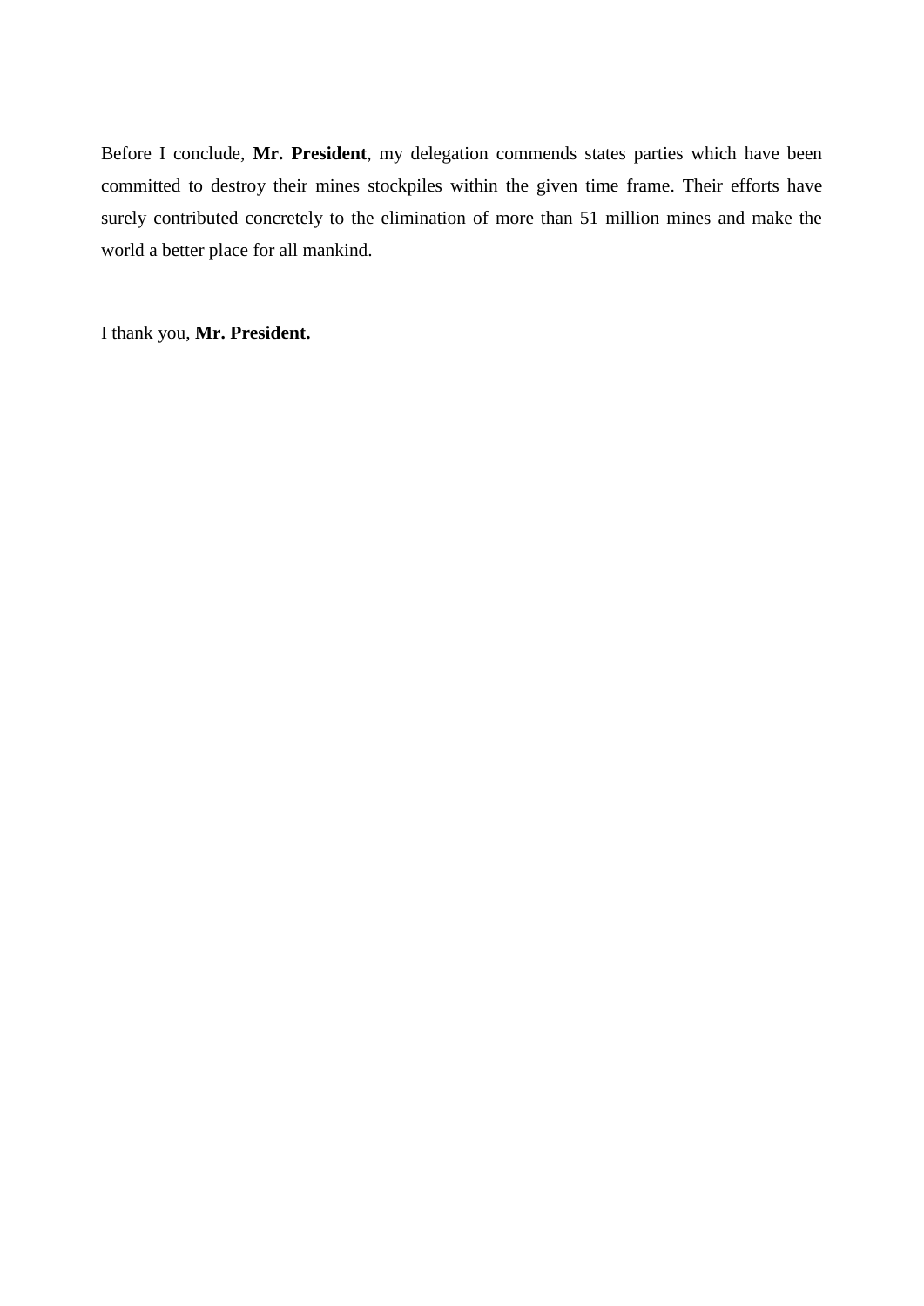Before I conclude, **Mr. President**, my delegation commends states parties which have been committed to destroy their mines stockpiles within the given time frame. Their efforts have surely contributed concretely to the elimination of more than 51 million mines and make the world a better place for all mankind.

I thank you, **Mr. President.**